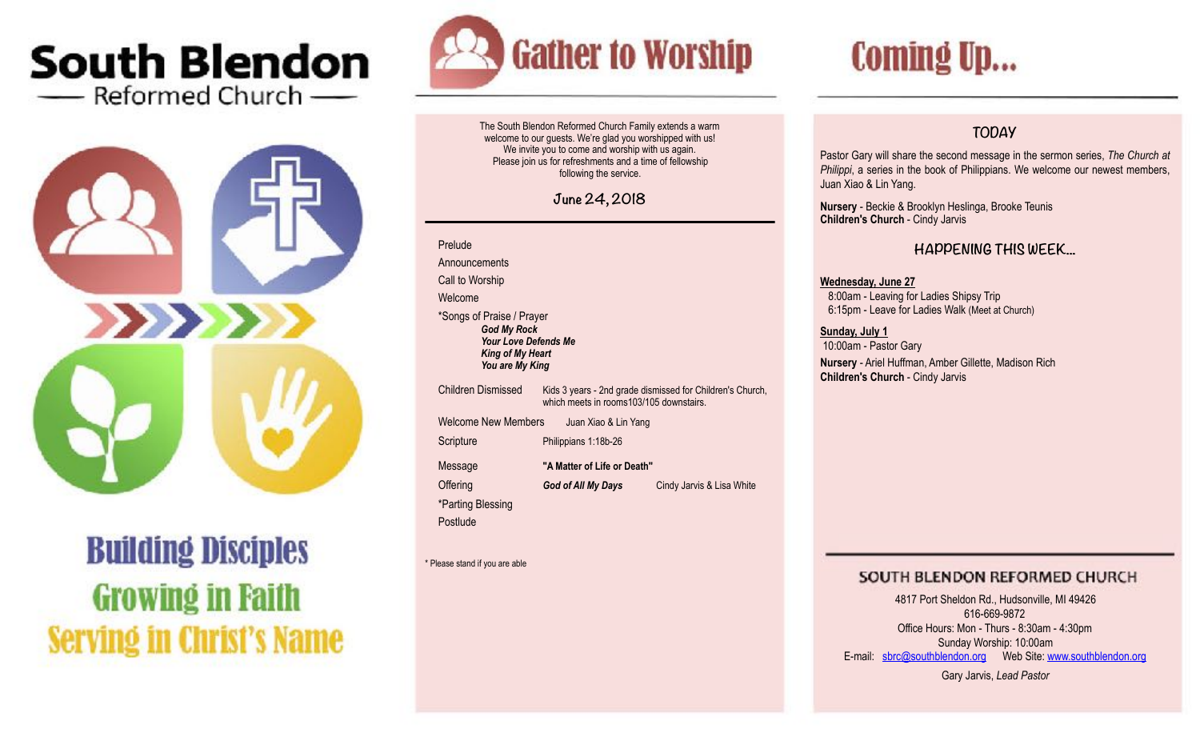# South Blendon

Reformed Church

**Building Disciples**
**Growing in Faith**
**Serving in Christ's Name**

## Gather to Worship

The South Blendon Reformed Church Family extends a warm welcome to our guests. We're glad you worshipped with us! We invite you to come and worship with us again. Please join us for refreshments and a time of fellowship following the service.

### June 24, 2018

Prelude

Announcements

Call to Worship

Welcome

*Songs of Praise / Prayer

- ***God My Rock***
- ***Your Love Defends Me***
- ***King of My Heart***
- ***You are My King***

Children Dismissed — Kids 3 years - 2nd grade dismissed for Children's Church, which meets in rooms103/105 downstairs.

Welcome New Members — Juan Xiao & Lin Yang

Scripture — Philippians 1:18b-26

Message — **"A Matter of Life or Death"**

Offering — ***God of All My Days*** — Cindy Jarvis & Lisa White

*Parting Blessing

Postlude

\* Please stand if you are able

## Coming Up...

### TODAY

Pastor Gary will share the second message in the sermon series, *The Church at Philippi*, a series in the book of Philippians. We welcome our newest members, Juan Xiao & Lin Yang.

**Nursery** - Beckie & Brooklyn Heslinga, Brooke Teunis
**Children's Church** - Cindy Jarvis

### HAPPENING THIS WEEK...

**Wednesday, June 27**
8:00am - Leaving for Ladies Shipsy Trip
6:15pm - Leave for Ladies Walk (Meet at Church)

**Sunday, July 1**
10:00am - Pastor Gary
**Nursery** - Ariel Huffman, Amber Gillette, Madison Rich
**Children's Church** - Cindy Jarvis

### SOUTH BLENDON REFORMED CHURCH

4817 Port Sheldon Rd., Hudsonville, MI 49426
616-669-9872
Office Hours: Mon - Thurs - 8:30am - 4:30pm
Sunday Worship: 10:00am
E-mail: sbrc@southblendon.org Web Site: www.southblendon.org

Gary Jarvis, *Lead Pastor*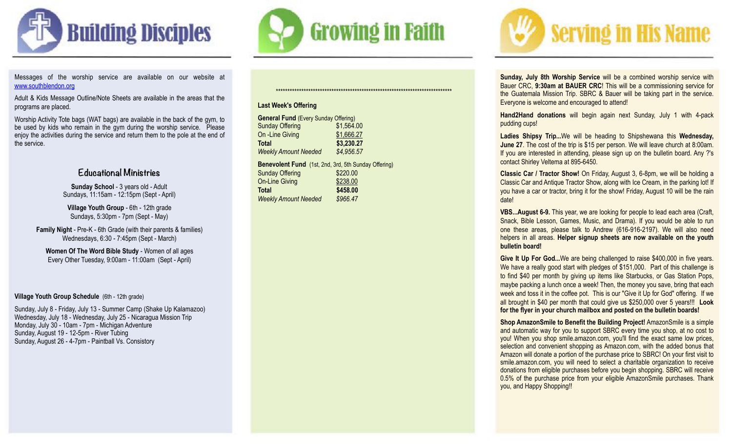# Building Disciples

Messages of the worship service are available on our website at www.southblendon.org

Adult & Kids Message Outline/Note Sheets are available in the areas that the programs are placed.

Worship Activity Tote bags (WAT bags) are available in the back of the gym, to be used by kids who remain in the gym during the worship service. Please enjoy the activities during the service and return them to the pole at the end of the service.

## Educational Ministries

**Sunday School** - 3 years old - Adult
Sundays, 11:15am - 12:15pm (Sept - April)

**Village Youth Group** - 6th - 12th grade
Sundays, 5:30pm - 7pm (Sept - May)

**Family Night** - Pre-K - 6th Grade (with their parents & families)
Wednesdays, 6:30 - 7:45pm (Sept - March)

**Women Of The Word Bible Study** - Women of all ages
Every Other Tuesday, 9:00am - 11:00am (Sept - April)

**Village Youth Group Schedule** (6th - 12th grade)

Sunday, July 8 - Friday, July 13 - Summer Camp (Shake Up Kalamazoo)
Wednesday, July 18 - Wednesday, July 25 - Nicaragua Mission Trip
Monday, July 30 - 10am - 7pm - Michigan Adventure
Sunday, August 19 - 12-5pm - River Tubing
Sunday, August 26 - 4-7pm - Paintball Vs. Consistory

# Growing in Faith

*******************************************************************************

**Last Week's Offering**

| | |
|---|---|
| **General Fund** (Every Sunday Offering) | |
| Sunday Offering | $1,564.00 |
| On -Line Giving | $1,666.27 |
| **Total** | **$3,230.27** |
| *Weekly Amount Needed* | *$4,956.57* |
| **Benevolent Fund** (1st, 2nd, 3rd, 5th Sunday Offering) | |
| Sunday Offering | $220.00 |
| On-Line Giving | $238.00 |
| **Total** | **$458.00** |
| *Weekly Amount Needed* | *$966.47* |

# Serving in His Name

**Sunday, July 8th Worship Service** will be a combined worship service with Bauer CRC, **9:30am at BAUER CRC**! This will be a commissioning service for the Guatemala Mission Trip. SBRC & Bauer will be taking part in the service. Everyone is welcome and encouraged to attend!

**Hand2Hand donations** will begin again next Sunday, July 1 with 4-pack pudding cups!

**Ladies Shipsy Trip...**We will be heading to Shipshewana this **Wednesday, June 27**. The cost of the trip is $15 per person. We will leave church at 8:00am. If you are interested in attending, please sign up on the bulletin board. Any ?'s contact Shirley Veltema at 895-6450.

**Classic Car / Tractor Show!** On Friday, August 3, 6-8pm, we will be holding a Classic Car and Antique Tractor Show, along with Ice Cream, in the parking lot! If you have a car or tractor, bring it for the show! Friday, August 10 will be the rain date!

**VBS...August 6-9.** This year, we are looking for people to lead each area (Craft, Snack, Bible Lesson, Games, Music, and Drama). If you would be able to run one these areas, please talk to Andrew (616-916-2197). We will also need helpers in all areas. **Helper signup sheets are now available on the youth bulletin board!**

**Give It Up For God...**We are being challenged to raise $400,000 in five years. We have a really good start with pledges of $151,000. Part of this challenge is to find $40 per month by giving up items like Starbucks, or Gas Station Pops, maybe packing a lunch once a week! Then, the money you save, bring that each week and toss it in the coffee pot. This is our "Give it Up for God" offering. If we all brought in $40 per month that could give us $250,000 over 5 years!!! **Look for the flyer in your church mailbox and posted on the bulletin boards!**

**Shop AmazonSmile to Benefit the Building Project!** AmazonSmile is a simple and automatic way for you to support SBRC every time you shop, at no cost to you! When you shop smile.amazon.com, you'll find the exact same low prices, selection and convenient shopping as Amazon.com, with the added bonus that Amazon will donate a portion of the purchase price to SBRC! On your first visit to smile.amazon.com, you will need to select a charitable organization to receive donations from eligible purchases before you begin shopping. SBRC will receive 0.5% of the purchase price from your eligible AmazonSmile purchases. Thank you, and Happy Shopping!!